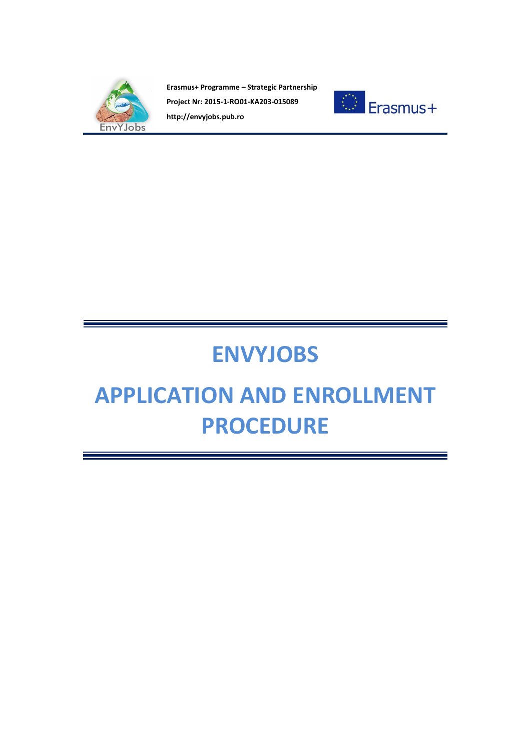Erasmus+ Programme – Strategic Partnership

Project Nr: 2015-1-RO01-KA203-015089

http://envyjobs.pub.ro

# ENVYJOBS

# APPLICATION AND ENROLLMENT PROCEDURE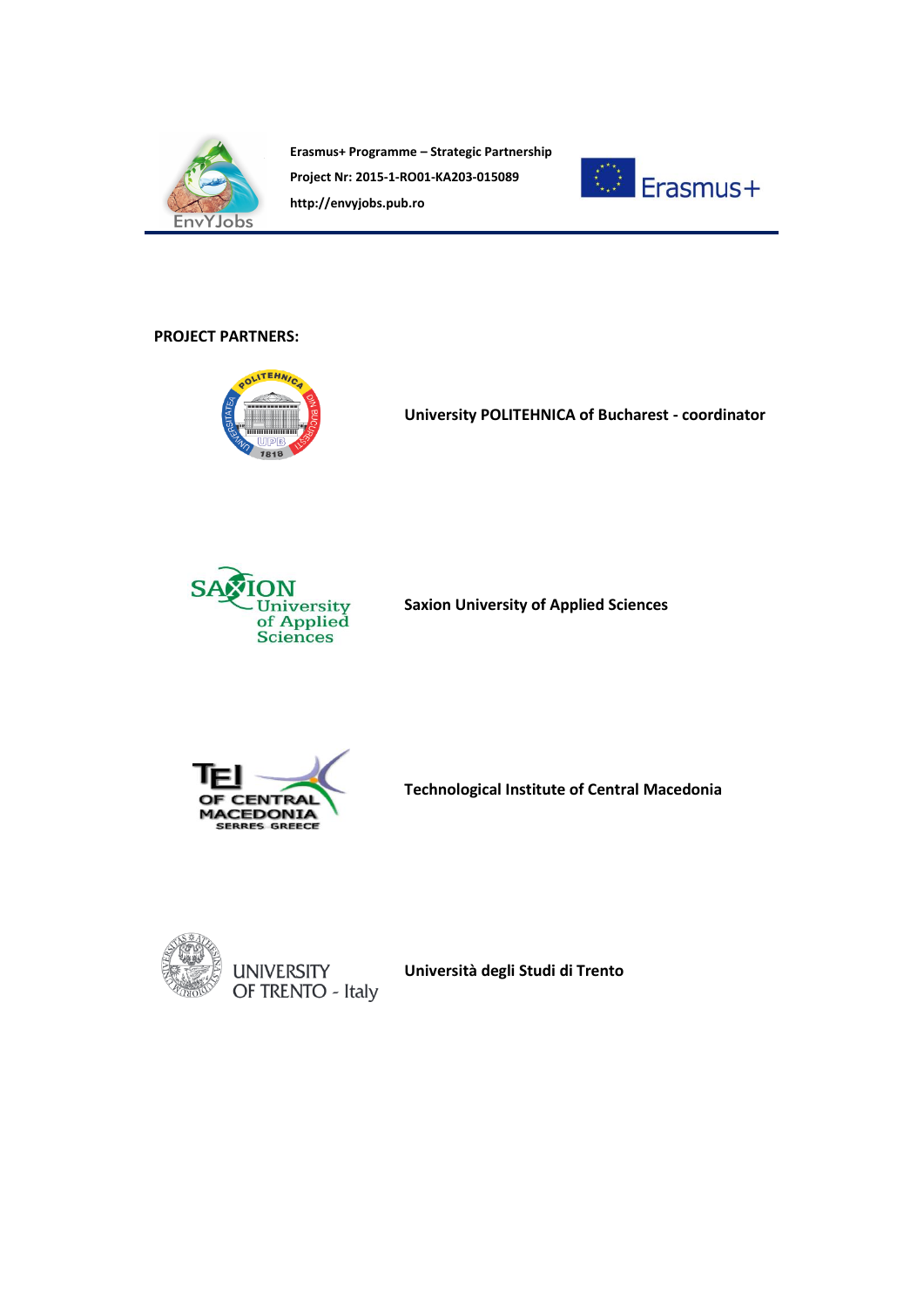**Erasmus+ Programme – Strategic Partnership**

**Project Nr: 2015-1-RO01-KA203-015089**

**http://envyjobs.pub.ro**

**PROJECT PARTNERS:**

**University POLITEHNICA of Bucharest - coordinator**

**Saxion University of Applied Sciences**

**Technological Institute of Central Macedonia**

**Università degli Studi di Trento**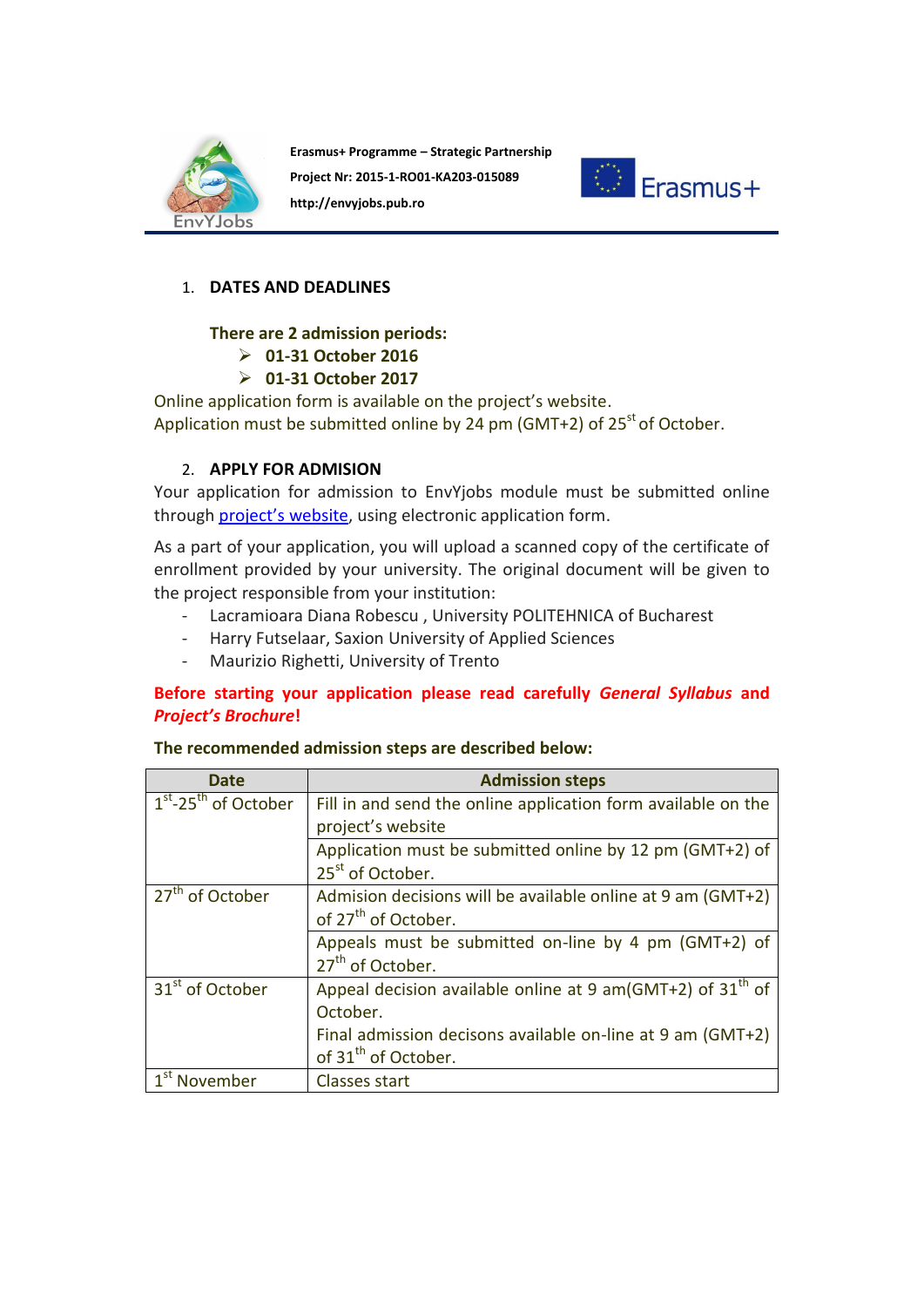1. **DATES AND DEADLINES**

**There are 2 admission periods:**

- **01-31 October 2016**
- **01-31 October 2017**

Online application form is available on the project's website.
Application must be submitted online by 24 pm (GMT+2) of 25st of October.

2. **APPLY FOR ADMISION**

Your application for admission to EnvYjobs module must be submitted online through [project's website](http://envyjobs.pub.ro), using electronic application form.

As a part of your application, you will upload a scanned copy of the certificate of enrollment provided by your university. The original document will be given to the project responsible from your institution:

- Lacramioara Diana Robescu , University POLITEHNICA of Bucharest
- Harry Futselaar, Saxion University of Applied Sciences
- Maurizio Righetti, University of Trento

**Before starting your application please read carefully *General Syllabus* and *Project's Brochure*!**

**The recommended admission steps are described below:**

| Date | Admission steps |
|---|---|
| 1st-25th of October | Fill in and send the online application form available on the project's website |
| | Application must be submitted online by 12 pm (GMT+2) of 25st of October. |
| 27th of October | Admision decisions will be available online at 9 am (GMT+2) of 27th of October. |
| | Appeals must be submitted on-line by 4 pm (GMT+2) of 27th of October. |
| 31st of October | Appeal decision available online at 9 am(GMT+2) of 31th of October.<br>Final admission decisons available on-line at 9 am (GMT+2) of 31th of October. |
| 1st November | Classes start |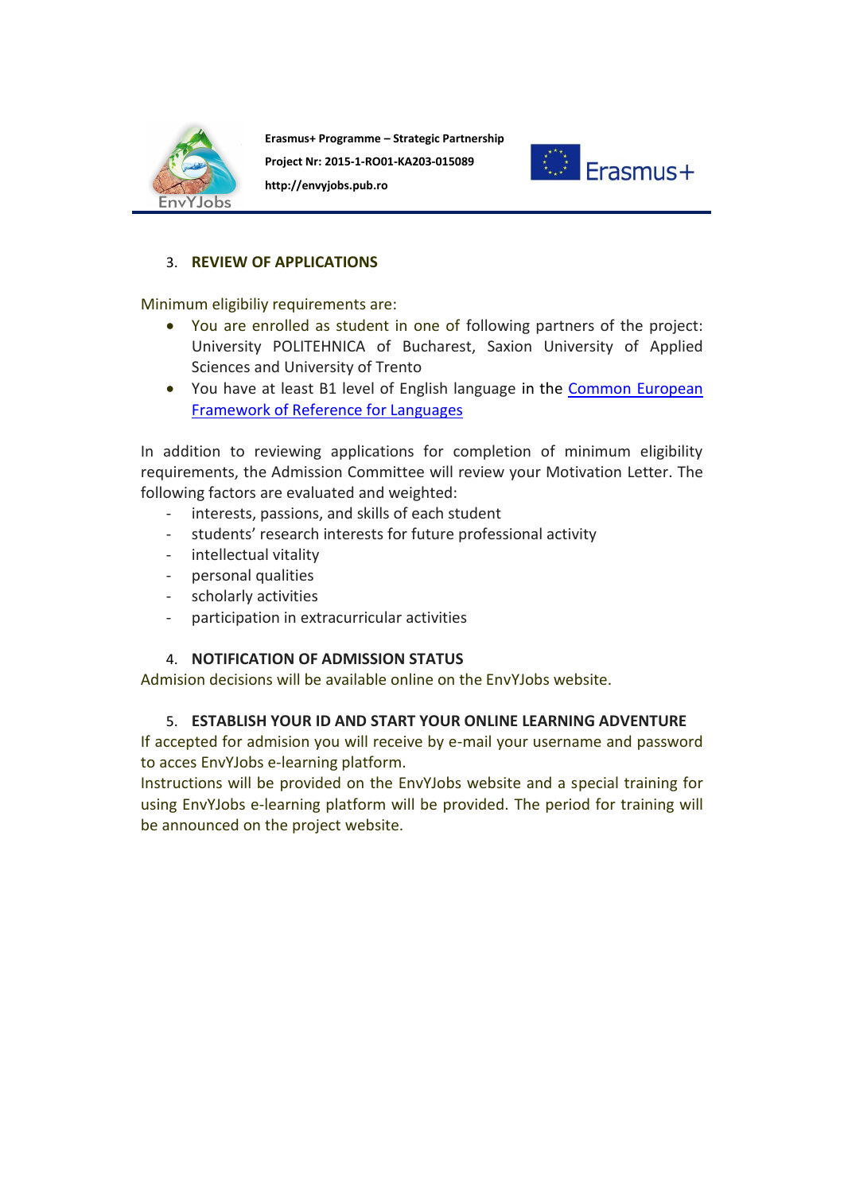## 3. REVIEW OF APPLICATIONS

Minimum eligibiliy requirements are:

- You are enrolled as student in one of following partners of the project: University POLITEHNICA of Bucharest, Saxion University of Applied Sciences and University of Trento
- You have at least B1 level of English language in the Common European Framework of Reference for Languages

In addition to reviewing applications for completion of minimum eligibility requirements, the Admission Committee will review your Motivation Letter. The following factors are evaluated and weighted:

- interests, passions, and skills of each student
- students' research interests for future professional activity
- intellectual vitality
- personal qualities
- scholarly activities
- participation in extracurricular activities

## 4. NOTIFICATION OF ADMISSION STATUS

Admision decisions will be available online on the EnvYJobs website.

## 5. ESTABLISH YOUR ID AND START YOUR ONLINE LEARNING ADVENTURE

If accepted for admision you will receive by e-mail your username and password to acces EnvYJobs e-learning platform.

Instructions will be provided on the EnvYJobs website and a special training for using EnvYJobs e-learning platform will be provided. The period for training will be announced on the project website.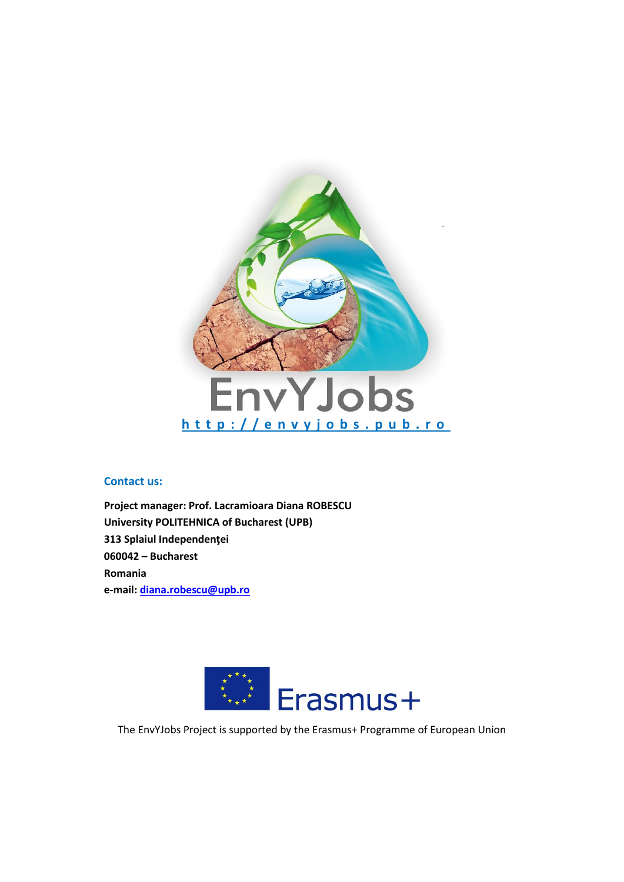EnvYJobs

http://envyjobs.pub.ro

**Contact us:**

**Project manager: Prof. Lacramioara Diana ROBESCU**
**University POLITEHNICA of Bucharest (UPB)**
**313 Splaiul Independenţei**
**060042 – Bucharest**
**Romania**
**e-mail: diana.robescu@upb.ro**

Erasmus+

The EnvYJobs Project is supported by the Erasmus+ Programme of European Union